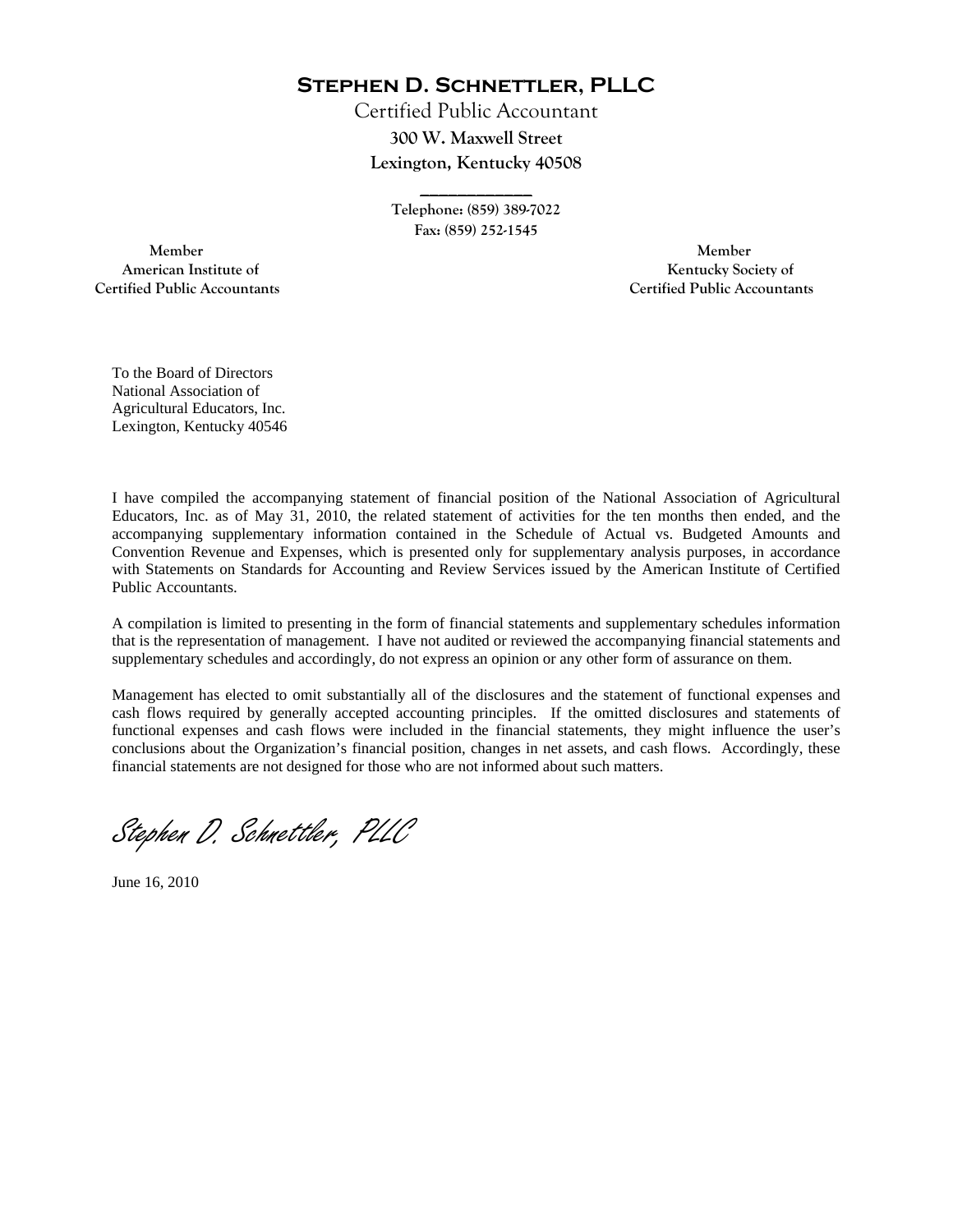# Stephen D. Schnettler, PLLC

Certified Public Accountant
300 W. Maxwell Street
Lexington, Kentucky 40508

Telephone: (859) 389-7022
Fax: (859) 252-1545

Member
American Institute of
Certified Public Accountants

Member
Kentucky Society of
Certified Public Accountants

To the Board of Directors
National Association of
Agricultural Educators, Inc.
Lexington, Kentucky 40546

I have compiled the accompanying statement of financial position of the National Association of Agricultural Educators, Inc. as of May 31, 2010, the related statement of activities for the ten months then ended, and the accompanying supplementary information contained in the Schedule of Actual vs. Budgeted Amounts and Convention Revenue and Expenses, which is presented only for supplementary analysis purposes, in accordance with Statements on Standards for Accounting and Review Services issued by the American Institute of Certified Public Accountants.

A compilation is limited to presenting in the form of financial statements and supplementary schedules information that is the representation of management. I have not audited or reviewed the accompanying financial statements and supplementary schedules and accordingly, do not express an opinion or any other form of assurance on them.

Management has elected to omit substantially all of the disclosures and the statement of functional expenses and cash flows required by generally accepted accounting principles. If the omitted disclosures and statements of functional expenses and cash flows were included in the financial statements, they might influence the user's conclusions about the Organization's financial position, changes in net assets, and cash flows. Accordingly, these financial statements are not designed for those who are not informed about such matters.

*Stephen D. Schnettler, PLLC*

June 16, 2010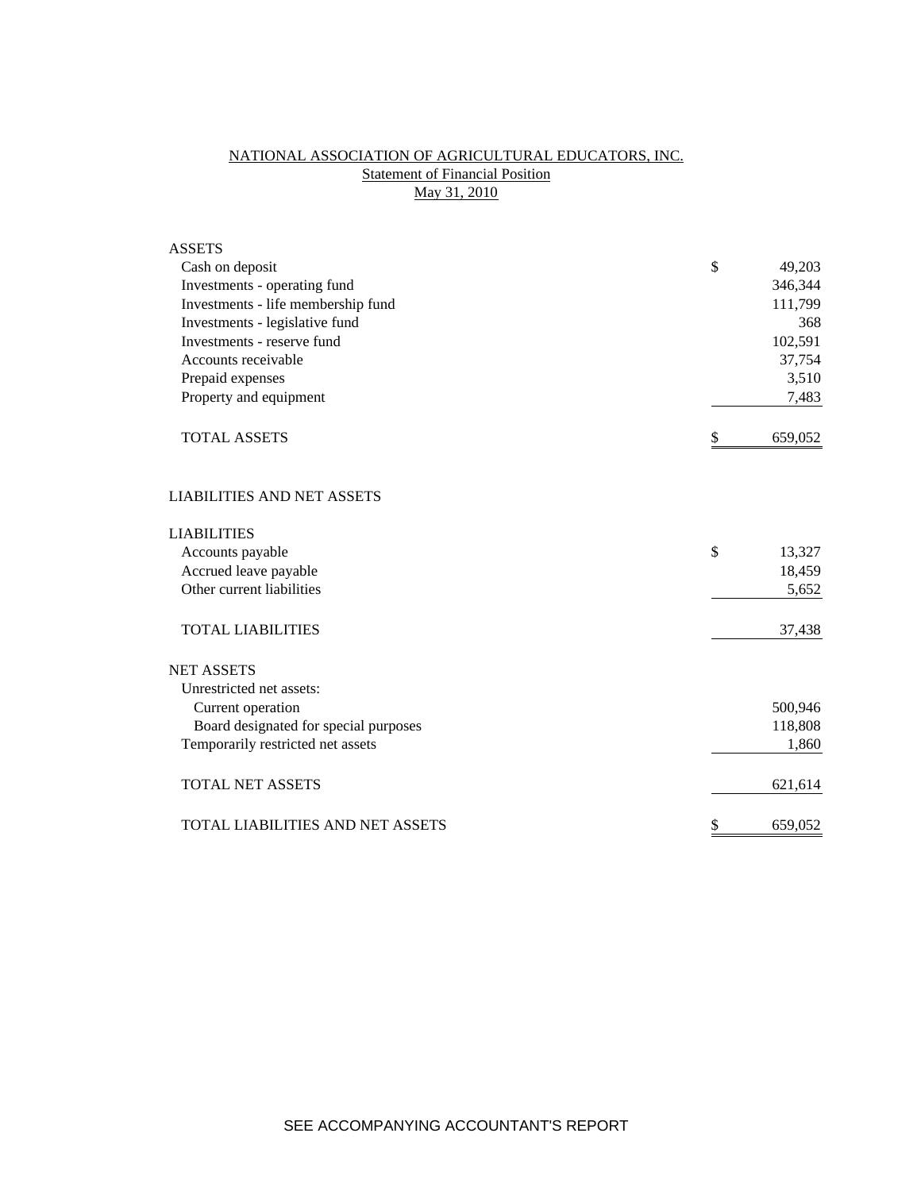# NATIONAL ASSOCIATION OF AGRICULTURAL EDUCATORS, INC.

## Statement of Financial Position

### May 31, 2010

| | | |
|---|---|---|
| **ASSETS** | | |
| Cash on deposit | $ | 49,203 |
| Investments - operating fund | | 346,344 |
| Investments - life membership fund | | 111,799 |
| Investments - legislative fund | | 368 |
| Investments - reserve fund | | 102,591 |
| Accounts receivable | | 37,754 |
| Prepaid expenses | | 3,510 |
| Property and equipment | | 7,483 |
| TOTAL ASSETS | $ | 659,052 |
| | | |
| **LIABILITIES AND NET ASSETS** | | |
| | | |
| **LIABILITIES** | | |
| Accounts payable | $ | 13,327 |
| Accrued leave payable | | 18,459 |
| Other current liabilities | | 5,652 |
| TOTAL LIABILITIES | | 37,438 |
| | | |
| **NET ASSETS** | | |
| Unrestricted net assets: | | |
| Current operation | | 500,946 |
| Board designated for special purposes | | 118,808 |
| Temporarily restricted net assets | | 1,860 |
| TOTAL NET ASSETS | | 621,614 |
| | | |
| TOTAL LIABILITIES AND NET ASSETS | $ | 659,052 |

SEE ACCOMPANYING ACCOUNTANT'S REPORT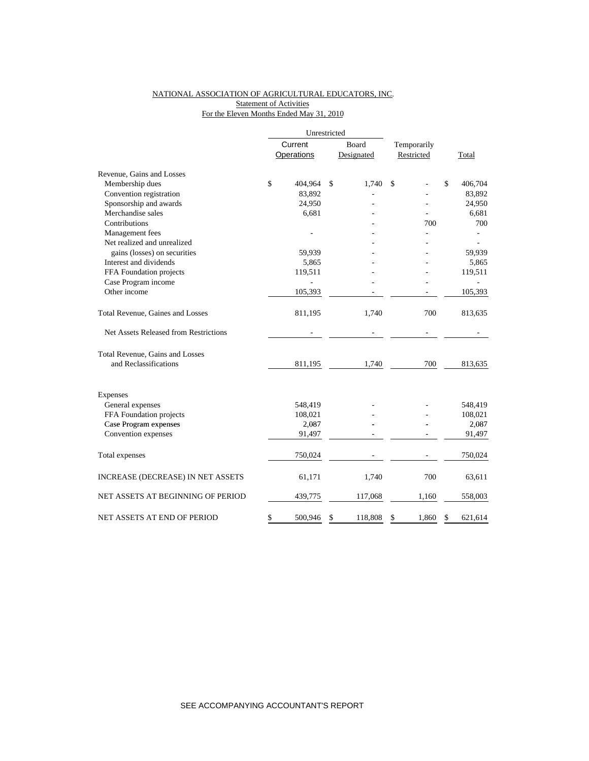NATIONAL ASSOCIATION OF AGRICULTURAL EDUCATORS, INC.

Statement of Activities

For the Eleven Months Ended May 31, 2010

| | Unrestricted | | | |
|---|---|---|---|---|
| | Current Operations | Board Designated | Temporarily Restricted | Total |
| Revenue, Gains and Losses | | | | |
| Membership dues | $ 404,964 | $ 1,740 | $ - | $ 406,704 |
| Convention registration | 83,892 | - | - | 83,892 |
| Sponsorship and awards | 24,950 | - | - | 24,950 |
| Merchandise sales | 6,681 | - | - | 6,681 |
| Contributions | | - | 700 | 700 |
| Management fees | - | - | - | - |
| Net realized and unrealized | | - | - | - |
| gains (losses) on securities | 59,939 | - | - | 59,939 |
| Interest and dividends | 5,865 | - | - | 5,865 |
| FFA Foundation projects | 119,511 | - | - | 119,511 |
| Case Program income | - | - | - | - |
| Other income | 105,393 | - | - | 105,393 |
| Total Revenue, Gaines and Losses | 811,195 | 1,740 | 700 | 813,635 |
| Net Assets Released from Restrictions | - | - | - | - |
| Total Revenue, Gains and Losses and Reclassifications | 811,195 | 1,740 | 700 | 813,635 |
| Expenses | | | | |
| General expenses | 548,419 | - | - | 548,419 |
| FFA Foundation projects | 108,021 | - | - | 108,021 |
| Case Program expenses | 2,087 | - | - | 2,087 |
| Convention expenses | 91,497 | - | - | 91,497 |
| Total expenses | 750,024 | - | - | 750,024 |
| INCREASE (DECREASE) IN NET ASSETS | 61,171 | 1,740 | 700 | 63,611 |
| NET ASSETS AT BEGINNING OF PERIOD | 439,775 | 117,068 | 1,160 | 558,003 |
| NET ASSETS AT END OF PERIOD | $ 500,946 | $ 118,808 | $ 1,860 | $ 621,614 |

SEE ACCOMPANYING ACCOUNTANT'S REPORT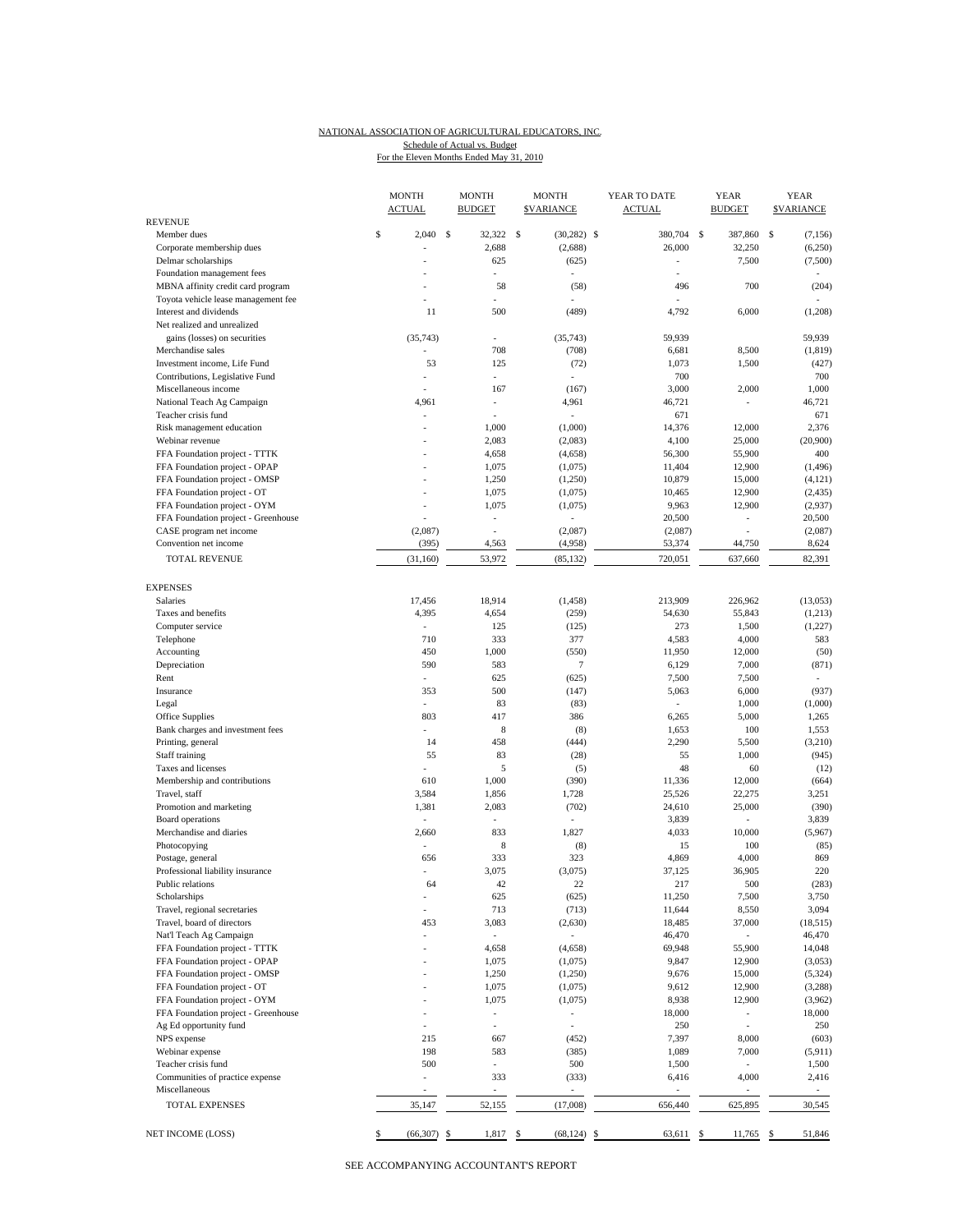NATIONAL ASSOCIATION OF AGRICULTURAL EDUCATORS, INC.
Schedule of Actual vs. Budget
For the Eleven Months Ended May 31, 2010

| | MONTH ACTUAL | MONTH BUDGET | MONTH $VARIANCE | YEAR TO DATE ACTUAL | YEAR BUDGET | YEAR $VARIANCE |
|---|---|---|---|---|---|---|
| **REVENUE** | | | | | | |
| Member dues | $ 2,040 | $ 32,322 | $ (30,282) | $ 380,704 | $ 387,860 | $ (7,156) |
| Corporate membership dues | - | 2,688 | (2,688) | 26,000 | 32,250 | (6,250) |
| Delmar scholarships | - | 625 | (625) | - | 7,500 | (7,500) |
| Foundation management fees | - | - | - | - | | - |
| MBNA affinity credit card program | - | 58 | (58) | 496 | 700 | (204) |
| Toyota vehicle lease management fee | - | - | - | - | | - |
| Interest and dividends | 11 | 500 | (489) | 4,792 | 6,000 | (1,208) |
| Net realized and unrealized gains (losses) on securities | (35,743) | - | (35,743) | 59,939 | | 59,939 |
| Merchandise sales | - | 708 | (708) | 6,681 | 8,500 | (1,819) |
| Investment income, Life Fund | 53 | 125 | (72) | 1,073 | 1,500 | (427) |
| Contributions, Legislative Fund | - | - | - | 700 | | 700 |
| Miscellaneous income | - | 167 | (167) | 3,000 | 2,000 | 1,000 |
| National Teach Ag Campaign | 4,961 | - | 4,961 | 46,721 | - | 46,721 |
| Teacher crisis fund | - | - | - | 671 | | 671 |
| Risk management education | - | 1,000 | (1,000) | 14,376 | 12,000 | 2,376 |
| Webinar revenue | - | 2,083 | (2,083) | 4,100 | 25,000 | (20,900) |
| FFA Foundation project - TTTK | - | 4,658 | (4,658) | 56,300 | 55,900 | 400 |
| FFA Foundation project - OPAP | - | 1,075 | (1,075) | 11,404 | 12,900 | (1,496) |
| FFA Foundation project - OMSP | - | 1,250 | (1,250) | 10,879 | 15,000 | (4,121) |
| FFA Foundation project - OT | - | 1,075 | (1,075) | 10,465 | 12,900 | (2,435) |
| FFA Foundation project - OYM | - | 1,075 | (1,075) | 9,963 | 12,900 | (2,937) |
| FFA Foundation project - Greenhouse | - | - | - | 20,500 | - | 20,500 |
| CASE program net income | (2,087) | - | (2,087) | (2,087) | - | (2,087) |
| Convention net income | (395) | 4,563 | (4,958) | 53,374 | 44,750 | 8,624 |
| TOTAL REVENUE | (31,160) | 53,972 | (85,132) | 720,051 | 637,660 | 82,391 |
| **EXPENSES** | | | | | | |
| Salaries | 17,456 | 18,914 | (1,458) | 213,909 | 226,962 | (13,053) |
| Taxes and benefits | 4,395 | 4,654 | (259) | 54,630 | 55,843 | (1,213) |
| Computer service | - | 125 | (125) | 273 | 1,500 | (1,227) |
| Telephone | 710 | 333 | 377 | 4,583 | 4,000 | 583 |
| Accounting | 450 | 1,000 | (550) | 11,950 | 12,000 | (50) |
| Depreciation | 590 | 583 | 7 | 6,129 | 7,000 | (871) |
| Rent | - | 625 | (625) | 7,500 | 7,500 | - |
| Insurance | 353 | 500 | (147) | 5,063 | 6,000 | (937) |
| Legal | - | 83 | (83) | - | 1,000 | (1,000) |
| Office Supplies | 803 | 417 | 386 | 6,265 | 5,000 | 1,265 |
| Bank charges and investment fees | - | 8 | (8) | 1,653 | 100 | 1,553 |
| Printing, general | 14 | 458 | (444) | 2,290 | 5,500 | (3,210) |
| Staff training | 55 | 83 | (28) | 55 | 1,000 | (945) |
| Taxes and licenses | - | 5 | (5) | 48 | 60 | (12) |
| Membership and contributions | 610 | 1,000 | (390) | 11,336 | 12,000 | (664) |
| Travel, staff | 3,584 | 1,856 | 1,728 | 25,526 | 22,275 | 3,251 |
| Promotion and marketing | 1,381 | 2,083 | (702) | 24,610 | 25,000 | (390) |
| Board operations | - | - | - | 3,839 | - | 3,839 |
| Merchandise and diaries | 2,660 | 833 | 1,827 | 4,033 | 10,000 | (5,967) |
| Photocopying | - | 8 | (8) | 15 | 100 | (85) |
| Postage, general | 656 | 333 | 323 | 4,869 | 4,000 | 869 |
| Professional liability insurance | - | 3,075 | (3,075) | 37,125 | 36,905 | 220 |
| Public relations | 64 | 42 | 22 | 217 | 500 | (283) |
| Scholarships | - | 625 | (625) | 11,250 | 7,500 | 3,750 |
| Travel, regional secretaries | - | 713 | (713) | 11,644 | 8,550 | 3,094 |
| Travel, board of directors | 453 | 3,083 | (2,630) | 18,485 | 37,000 | (18,515) |
| Nat'l Teach Ag Campaign | - | - | - | 46,470 | - | 46,470 |
| FFA Foundation project - TTTK | - | 4,658 | (4,658) | 69,948 | 55,900 | 14,048 |
| FFA Foundation project - OPAP | - | 1,075 | (1,075) | 9,847 | 12,900 | (3,053) |
| FFA Foundation project - OMSP | - | 1,250 | (1,250) | 9,676 | 15,000 | (5,324) |
| FFA Foundation project - OT | - | 1,075 | (1,075) | 9,612 | 12,900 | (3,288) |
| FFA Foundation project - OYM | - | 1,075 | (1,075) | 8,938 | 12,900 | (3,962) |
| FFA Foundation project - Greenhouse | - | - | - | 18,000 | - | 18,000 |
| Ag Ed opportunity fund | - | - | - | 250 | - | 250 |
| NPS expense | 215 | 667 | (452) | 7,397 | 8,000 | (603) |
| Webinar expense | 198 | 583 | (385) | 1,089 | 7,000 | (5,911) |
| Teacher crisis fund | 500 | - | 500 | 1,500 | - | 1,500 |
| Communities of practice expense | - | 333 | (333) | 6,416 | 4,000 | 2,416 |
| Miscellaneous | - | - | - | - | - | - |
| TOTAL EXPENSES | 35,147 | 52,155 | (17,008) | 656,440 | 625,895 | 30,545 |
| NET INCOME (LOSS) | $ (66,307) | $ 1,817 | $ (68,124) | $ 63,611 | $ 11,765 | $ 51,846 |

SEE ACCOMPANYING ACCOUNTANT'S REPORT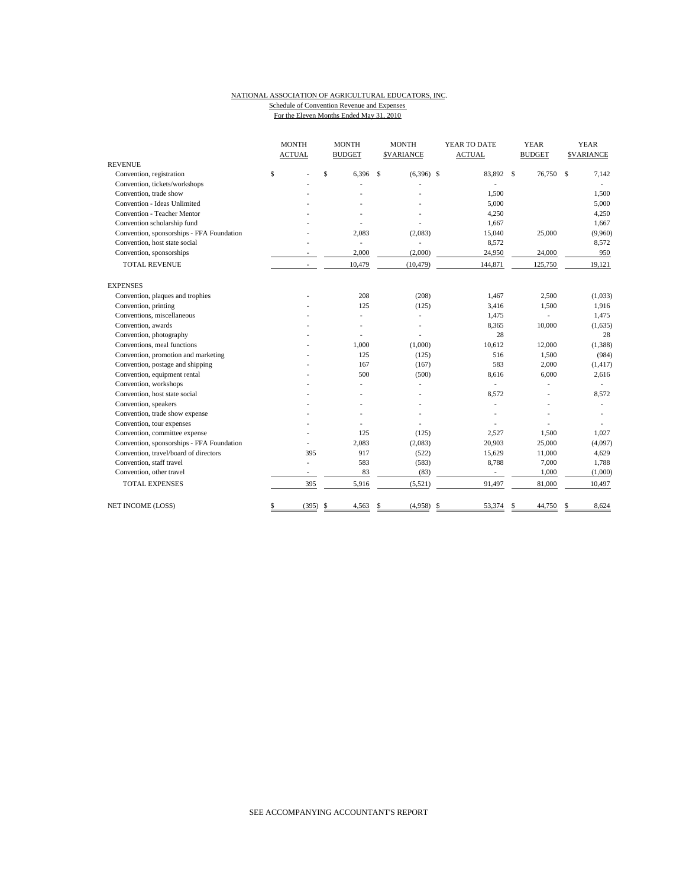NATIONAL ASSOCIATION OF AGRICULTURAL EDUCATORS, INC.

Schedule of Convention Revenue and Expenses

For the Eleven Months Ended May 31, 2010

| | MONTH ACTUAL | MONTH BUDGET | MONTH $VARIANCE | YEAR TO DATE ACTUAL | YEAR BUDGET | YEAR $VARIANCE |
|---|---|---|---|---|---|---|
| **REVENUE** | | | | | | |
| Convention, registration | $ - | $ 6,396 | $ (6,396) | $ 83,892 | $ 76,750 | $ 7,142 |
| Convention, tickets/workshops | - | - | - | - | | - |
| Convention, trade show | - | - | - | 1,500 | | 1,500 |
| Convention - Ideas Unlimited | - | - | - | 5,000 | | 5,000 |
| Convention - Teacher Mentor | - | - | - | 4,250 | | 4,250 |
| Convention scholarship fund | - | - | - | 1,667 | | 1,667 |
| Convention, sponsorships - FFA Foundation | - | 2,083 | (2,083) | 15,040 | 25,000 | (9,960) |
| Convention, host state social | - | - | - | 8,572 | | 8,572 |
| Convention, sponsorships | - | 2,000 | (2,000) | 24,950 | 24,000 | 950 |
| TOTAL REVENUE | - | 10,479 | (10,479) | 144,871 | 125,750 | 19,121 |
| **EXPENSES** | | | | | | |
| Convention, plaques and trophies | - | 208 | (208) | 1,467 | 2,500 | (1,033) |
| Convention, printing | - | 125 | (125) | 3,416 | 1,500 | 1,916 |
| Conventions, miscellaneous | - | - | - | 1,475 | - | 1,475 |
| Convention, awards | - | - | - | 8,365 | 10,000 | (1,635) |
| Convention, photography | - | - | - | 28 | | 28 |
| Conventions, meal functions | - | 1,000 | (1,000) | 10,612 | 12,000 | (1,388) |
| Convention, promotion and marketing | - | 125 | (125) | 516 | 1,500 | (984) |
| Convention, postage and shipping | - | 167 | (167) | 583 | 2,000 | (1,417) |
| Convention, equipment rental | - | 500 | (500) | 8,616 | 6,000 | 2,616 |
| Convention, workshops | - | - | - | - | - | - |
| Convention, host state social | - | - | - | 8,572 | - | 8,572 |
| Convention, speakers | - | - | - | - | - | - |
| Convention, trade show expense | - | - | - | - | - | - |
| Convention, tour expenses | - | - | - | - | - | - |
| Convention, committee expense | - | 125 | (125) | 2,527 | 1,500 | 1,027 |
| Convention, sponsorships - FFA Foundation | - | 2,083 | (2,083) | 20,903 | 25,000 | (4,097) |
| Convention, travel/board of directors | 395 | 917 | (522) | 15,629 | 11,000 | 4,629 |
| Convention, staff travel | - | 583 | (583) | 8,788 | 7,000 | 1,788 |
| Convention, other travel | - | 83 | (83) | - | 1,000 | (1,000) |
| TOTAL EXPENSES | 395 | 5,916 | (5,521) | 91,497 | 81,000 | 10,497 |
| NET INCOME (LOSS) | $ (395) | $ 4,563 | $ (4,958) | $ 53,374 | $ 44,750 | $ 8,624 |

SEE ACCOMPANYING ACCOUNTANT'S REPORT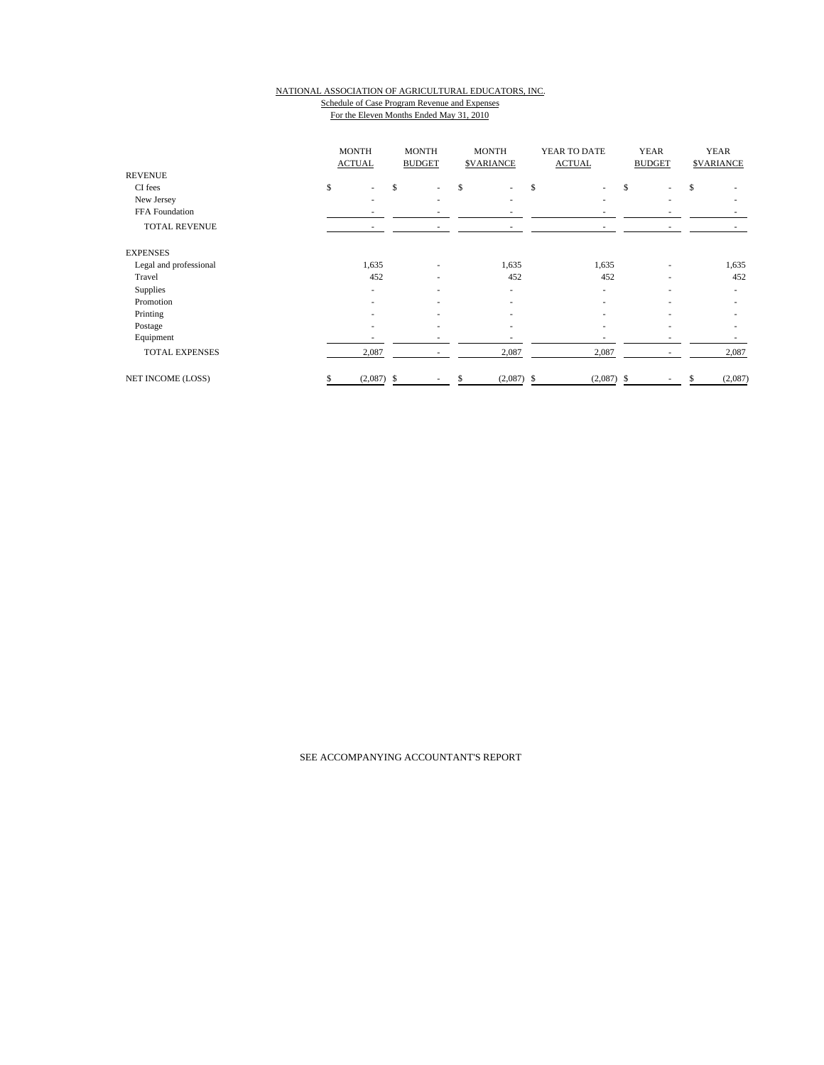NATIONAL ASSOCIATION OF AGRICULTURAL EDUCATORS, INC.
Schedule of Case Program Revenue and Expenses
For the Eleven Months Ended May 31, 2010

| | MONTH ACTUAL | MONTH BUDGET | MONTH $VARIANCE | YEAR TO DATE ACTUAL | YEAR BUDGET | YEAR $VARIANCE |
|---|---|---|---|---|---|---|
| REVENUE | | | | | | |
| CI fees | $ - | $ - | $ - | $ - | $ - | $ - |
| New Jersey | - | - | - | - | - | - |
| FFA Foundation | - | - | - | - | - | - |
| TOTAL REVENUE | - | - | - | - | - | - |
| EXPENSES | | | | | | |
| Legal and professional | 1,635 | - | 1,635 | 1,635 | - | 1,635 |
| Travel | 452 | - | 452 | 452 | - | 452 |
| Supplies | - | - | - | - | - | - |
| Promotion | - | - | - | - | - | - |
| Printing | - | - | - | - | - | - |
| Postage | - | - | - | - | - | - |
| Equipment | - | - | - | - | - | - |
| TOTAL EXPENSES | 2,087 | - | 2,087 | 2,087 | - | 2,087 |
| NET INCOME (LOSS) | $ (2,087) | $ - | $ (2,087) | $ (2,087) | $ - | $ (2,087) |

SEE ACCOMPANYING ACCOUNTANT'S REPORT